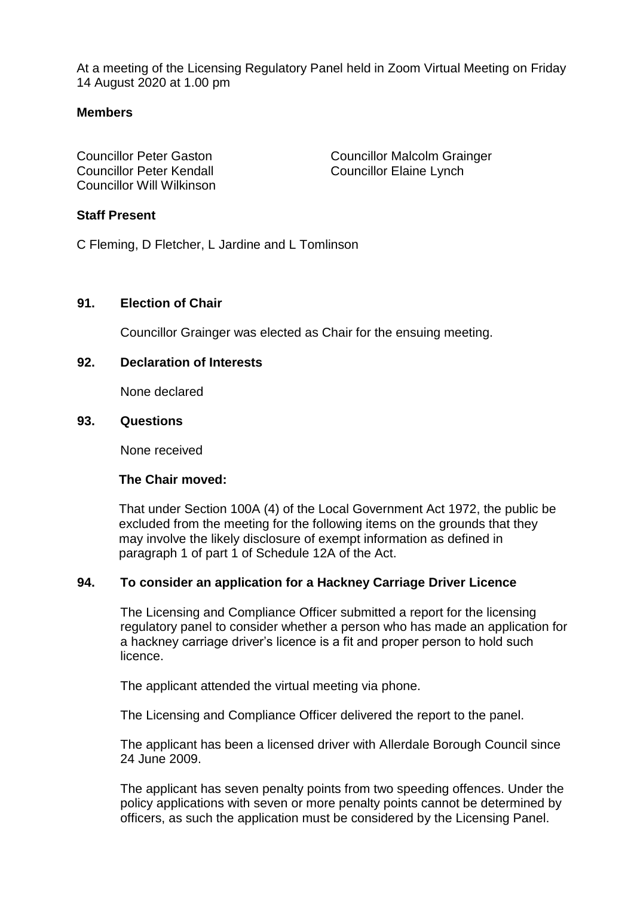At a meeting of the Licensing Regulatory Panel held in Zoom Virtual Meeting on Friday 14 August 2020 at 1.00 pm

**Members**

Councillor Peter Gaston
Councillor Malcolm Grainger
Councillor Peter Kendall
Councillor Elaine Lynch
Councillor Will Wilkinson

**Staff Present**

C Fleming, D Fletcher, L Jardine and L Tomlinson

**91. Election of Chair**

Councillor Grainger was elected as Chair for the ensuing meeting.

**92. Declaration of Interests**

None declared

**93. Questions**

None received

**The Chair moved:**

That under Section 100A (4) of the Local Government Act 1972, the public be excluded from the meeting for the following items on the grounds that they may involve the likely disclosure of exempt information as defined in paragraph 1 of part 1 of Schedule 12A of the Act.

**94. To consider an application for a Hackney Carriage Driver Licence**

The Licensing and Compliance Officer submitted a report for the licensing regulatory panel to consider whether a person who has made an application for a hackney carriage driver's licence is a fit and proper person to hold such licence.

The applicant attended the virtual meeting via phone.

The Licensing and Compliance Officer delivered the report to the panel.

The applicant has been a licensed driver with Allerdale Borough Council since 24 June 2009.

The applicant has seven penalty points from two speeding offences. Under the policy applications with seven or more penalty points cannot be determined by officers, as such the application must be considered by the Licensing Panel.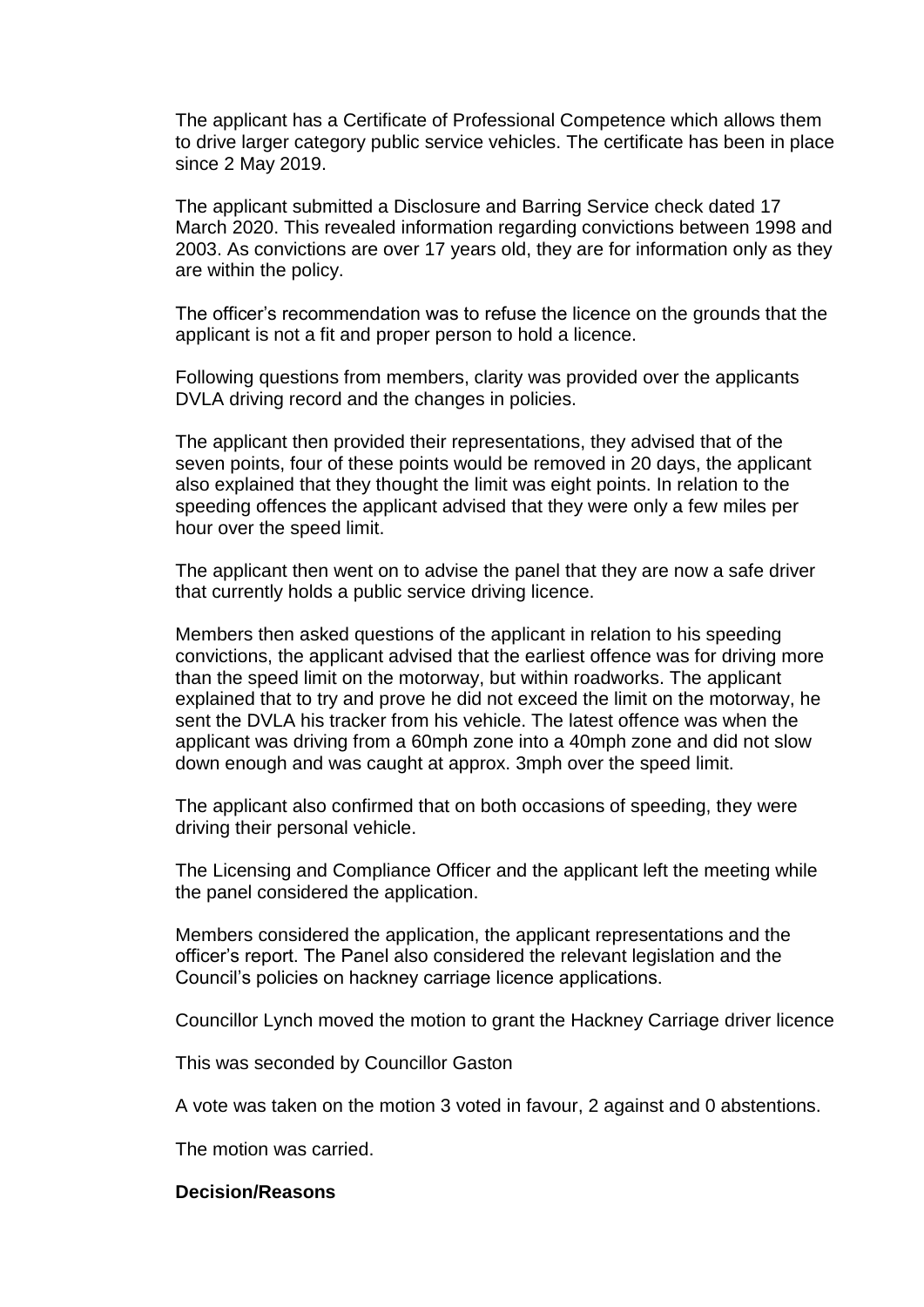The applicant has a Certificate of Professional Competence which allows them to drive larger category public service vehicles. The certificate has been in place since 2 May 2019.

The applicant submitted a Disclosure and Barring Service check dated 17 March 2020. This revealed information regarding convictions between 1998 and 2003. As convictions are over 17 years old, they are for information only as they are within the policy.

The officer's recommendation was to refuse the licence on the grounds that the applicant is not a fit and proper person to hold a licence.

Following questions from members, clarity was provided over the applicants DVLA driving record and the changes in policies.

The applicant then provided their representations, they advised that of the seven points, four of these points would be removed in 20 days, the applicant also explained that they thought the limit was eight points. In relation to the speeding offences the applicant advised that they were only a few miles per hour over the speed limit.

The applicant then went on to advise the panel that they are now a safe driver that currently holds a public service driving licence.

Members then asked questions of the applicant in relation to his speeding convictions, the applicant advised that the earliest offence was for driving more than the speed limit on the motorway, but within roadworks. The applicant explained that to try and prove he did not exceed the limit on the motorway, he sent the DVLA his tracker from his vehicle. The latest offence was when the applicant was driving from a 60mph zone into a 40mph zone and did not slow down enough and was caught at approx. 3mph over the speed limit.

The applicant also confirmed that on both occasions of speeding, they were driving their personal vehicle.

The Licensing and Compliance Officer and the applicant left the meeting while the panel considered the application.

Members considered the application, the applicant representations and the officer's report. The Panel also considered the relevant legislation and the Council's policies on hackney carriage licence applications.

Councillor Lynch moved the motion to grant the Hackney Carriage driver licence

This was seconded by Councillor Gaston

A vote was taken on the motion 3 voted in favour, 2 against and 0 abstentions.

The motion was carried.

**Decision/Reasons**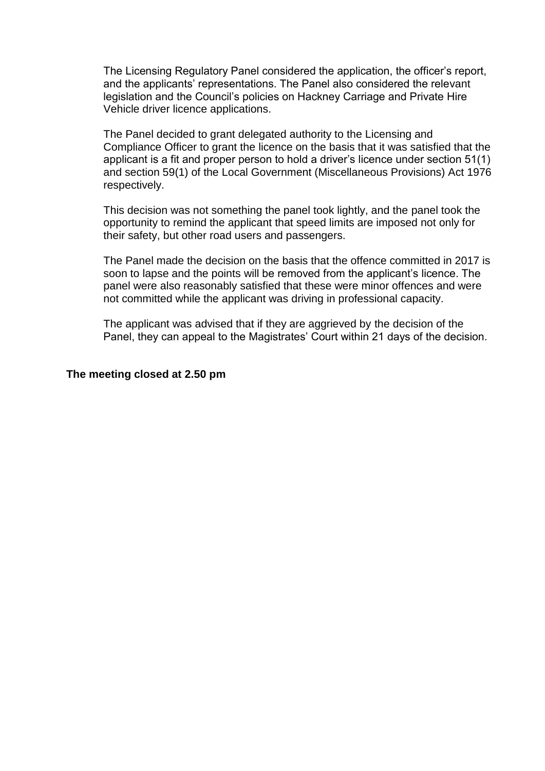The Licensing Regulatory Panel considered the application, the officer's report, and the applicants' representations. The Panel also considered the relevant legislation and the Council's policies on Hackney Carriage and Private Hire Vehicle driver licence applications.

The Panel decided to grant delegated authority to the Licensing and Compliance Officer to grant the licence on the basis that it was satisfied that the applicant is a fit and proper person to hold a driver's licence under section 51(1) and section 59(1) of the Local Government (Miscellaneous Provisions) Act 1976 respectively.

This decision was not something the panel took lightly, and the panel took the opportunity to remind the applicant that speed limits are imposed not only for their safety, but other road users and passengers.

The Panel made the decision on the basis that the offence committed in 2017 is soon to lapse and the points will be removed from the applicant's licence. The panel were also reasonably satisfied that these were minor offences and were not committed while the applicant was driving in professional capacity.

The applicant was advised that if they are aggrieved by the decision of the Panel, they can appeal to the Magistrates' Court within 21 days of the decision.

**The meeting closed at 2.50 pm**